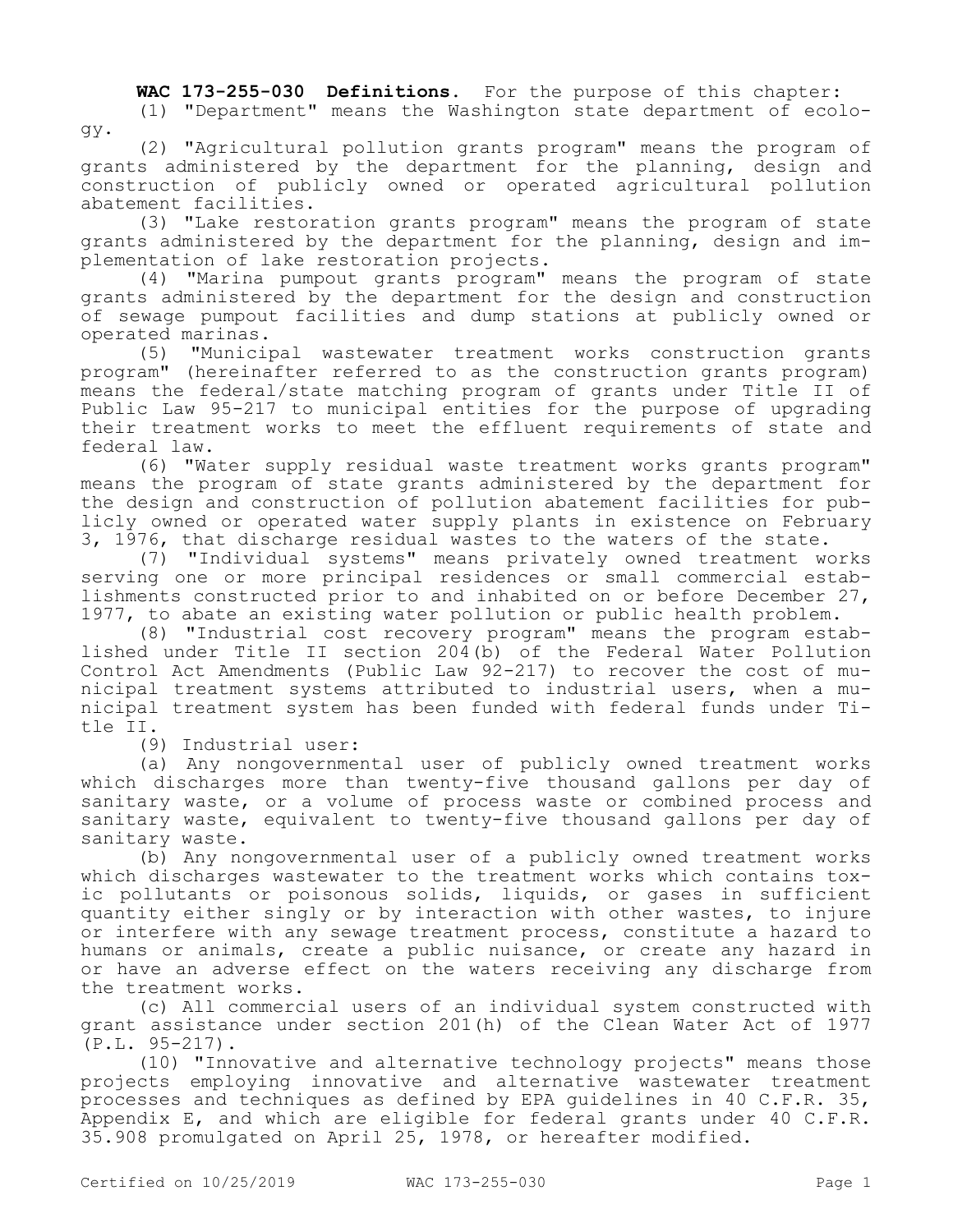**WAC 173-255-030 Definitions.** For the purpose of this chapter:

(1) "Department" means the Washington state department of ecology.

(2) "Agricultural pollution grants program" means the program of grants administered by the department for the planning, design and construction of publicly owned or operated agricultural pollution abatement facilities.

(3) "Lake restoration grants program" means the program of state grants administered by the department for the planning, design and implementation of lake restoration projects.

(4) "Marina pumpout grants program" means the program of state grants administered by the department for the design and construction of sewage pumpout facilities and dump stations at publicly owned or operated marinas.

(5) "Municipal wastewater treatment works construction grants program" (hereinafter referred to as the construction grants program) means the federal/state matching program of grants under Title II of Public Law 95-217 to municipal entities for the purpose of upgrading their treatment works to meet the effluent requirements of state and federal law.

(6) "Water supply residual waste treatment works grants program" means the program of state grants administered by the department for the design and construction of pollution abatement facilities for publicly owned or operated water supply plants in existence on February 3, 1976, that discharge residual wastes to the waters of the state.

(7) "Individual systems" means privately owned treatment works serving one or more principal residences or small commercial establishments constructed prior to and inhabited on or before December 27, 1977, to abate an existing water pollution or public health problem.

(8) "Industrial cost recovery program" means the program established under Title II section 204(b) of the Federal Water Pollution Control Act Amendments (Public Law 92-217) to recover the cost of municipal treatment systems attributed to industrial users, when a municipal treatment system has been funded with federal funds under Title II.

(9) Industrial user:

(a) Any nongovernmental user of publicly owned treatment works which discharges more than twenty-five thousand gallons per day of sanitary waste, or a volume of process waste or combined process and sanitary waste, equivalent to twenty-five thousand gallons per day of sanitary waste.

(b) Any nongovernmental user of a publicly owned treatment works which discharges wastewater to the treatment works which contains toxic pollutants or poisonous solids, liquids, or gases in sufficient quantity either singly or by interaction with other wastes, to injure or interfere with any sewage treatment process, constitute a hazard to humans or animals, create a public nuisance, or create any hazard in or have an adverse effect on the waters receiving any discharge from the treatment works.

(c) All commercial users of an individual system constructed with grant assistance under section 201(h) of the Clean Water Act of 1977 (P.L. 95-217).

(10) "Innovative and alternative technology projects" means those projects employing innovative and alternative wastewater treatment processes and techniques as defined by EPA guidelines in 40 C.F.R. 35, Appendix E, and which are eligible for federal grants under 40 C.F.R. 35.908 promulgated on April 25, 1978, or hereafter modified.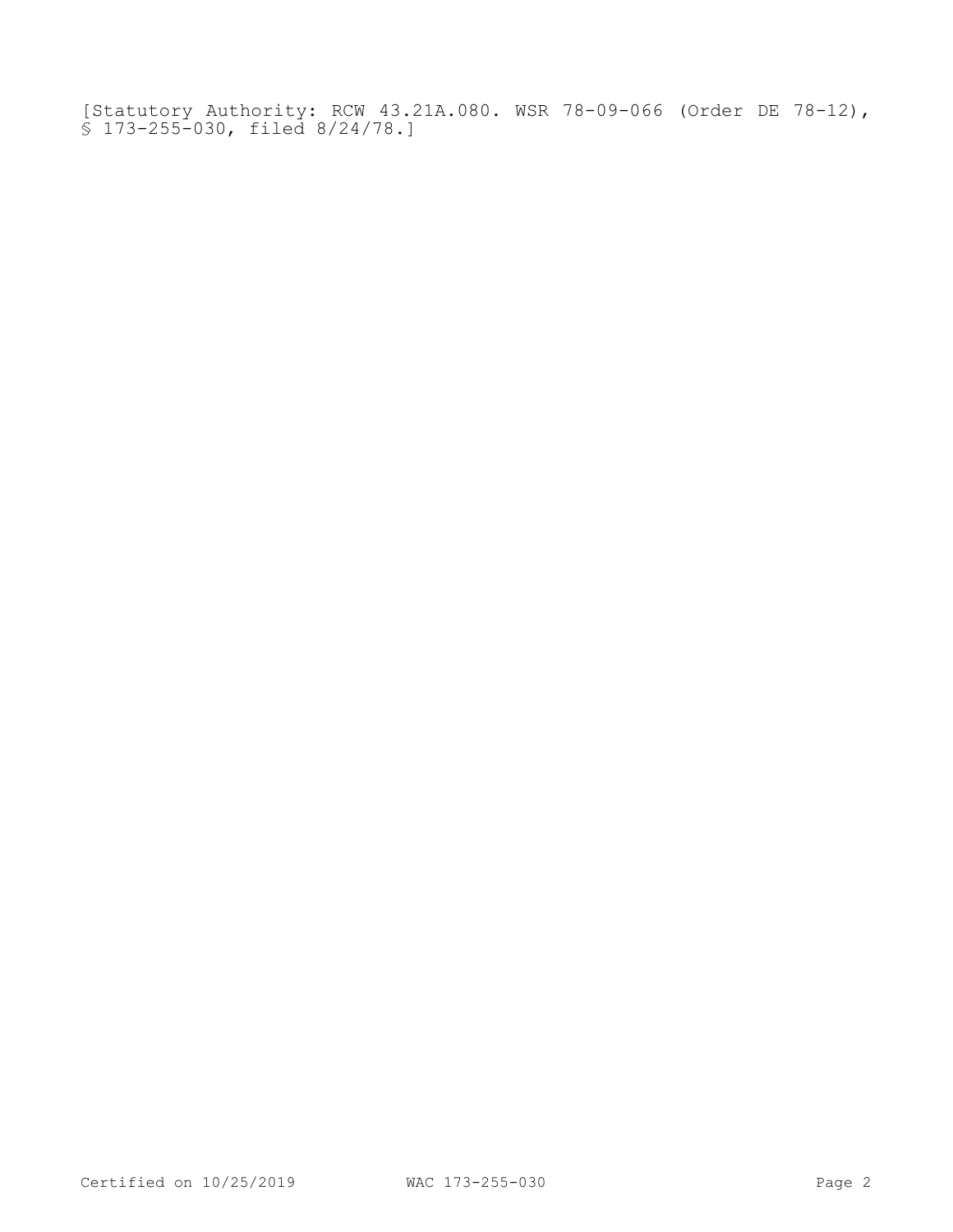[Statutory Authority: RCW 43.21A.080. WSR 78-09-066 (Order DE 78-12), § 173-255-030, filed 8/24/78.]